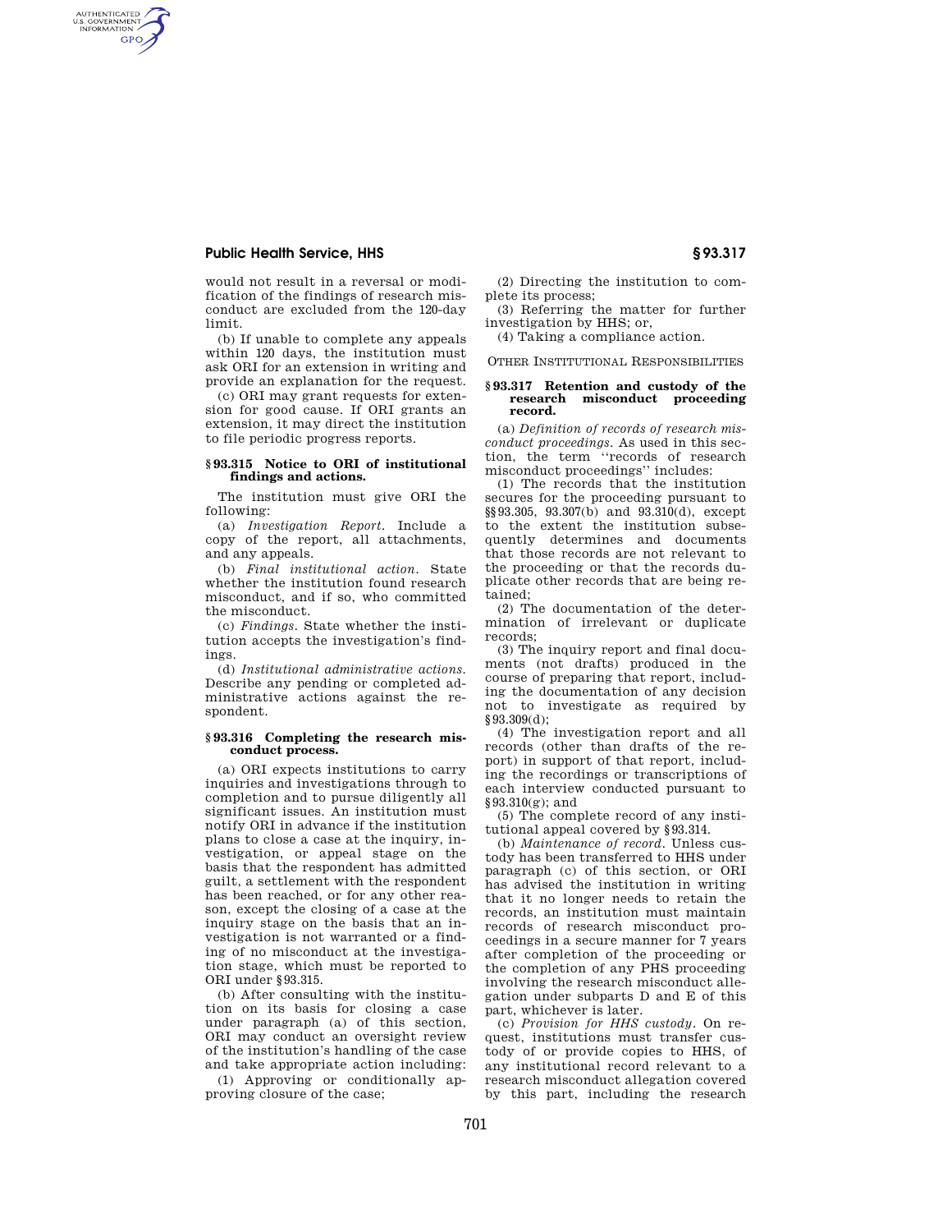would not result in a reversal or modification of the findings of research misconduct are excluded from the 120-day limit.

(b) If unable to complete any appeals within 120 days, the institution must ask ORI for an extension in writing and provide an explanation for the request.

(c) ORI may grant requests for extension for good cause. If ORI grants an extension, it may direct the institution to file periodic progress reports.

### § 93.315 Notice to ORI of institutional findings and actions.

The institution must give ORI the following:

(a) *Investigation Report.* Include a copy of the report, all attachments, and any appeals.

(b) *Final institutional action.* State whether the institution found research misconduct, and if so, who committed the misconduct.

(c) *Findings.* State whether the institution accepts the investigation's findings.

(d) *Institutional administrative actions.* Describe any pending or completed administrative actions against the respondent.

### § 93.316 Completing the research misconduct process.

(a) ORI expects institutions to carry inquiries and investigations through to completion and to pursue diligently all significant issues. An institution must notify ORI in advance if the institution plans to close a case at the inquiry, investigation, or appeal stage on the basis that the respondent has admitted guilt, a settlement with the respondent has been reached, or for any other reason, except the closing of a case at the inquiry stage on the basis that an investigation is not warranted or a finding of no misconduct at the investigation stage, which must be reported to ORI under § 93.315.

(b) After consulting with the institution on its basis for closing a case under paragraph (a) of this section, ORI may conduct an oversight review of the institution's handling of the case and take appropriate action including:

(1) Approving or conditionally approving closure of the case;

(2) Directing the institution to complete its process;

(3) Referring the matter for further investigation by HHS; or,

(4) Taking a compliance action.

## Other Institutional Responsibilities

### § 93.317 Retention and custody of the research misconduct proceeding record.

(a) *Definition of records of research misconduct proceedings.* As used in this section, the term ''records of research misconduct proceedings'' includes:

(1) The records that the institution secures for the proceeding pursuant to §§ 93.305, 93.307(b) and 93.310(d), except to the extent the institution subsequently determines and documents that those records are not relevant to the proceeding or that the records duplicate other records that are being retained;

(2) The documentation of the determination of irrelevant or duplicate records;

(3) The inquiry report and final documents (not drafts) produced in the course of preparing that report, including the documentation of any decision not to investigate as required by § 93.309(d);

(4) The investigation report and all records (other than drafts of the report) in support of that report, including the recordings or transcriptions of each interview conducted pursuant to § 93.310(g); and

(5) The complete record of any institutional appeal covered by § 93.314.

(b) *Maintenance of record.* Unless custody has been transferred to HHS under paragraph (c) of this section, or ORI has advised the institution in writing that it no longer needs to retain the records, an institution must maintain records of research misconduct proceedings in a secure manner for 7 years after completion of the proceeding or the completion of any PHS proceeding involving the research misconduct allegation under subparts D and E of this part, whichever is later.

(c) *Provision for HHS custody.* On request, institutions must transfer custody of or provide copies to HHS, of any institutional record relevant to a research misconduct allegation covered by this part, including the research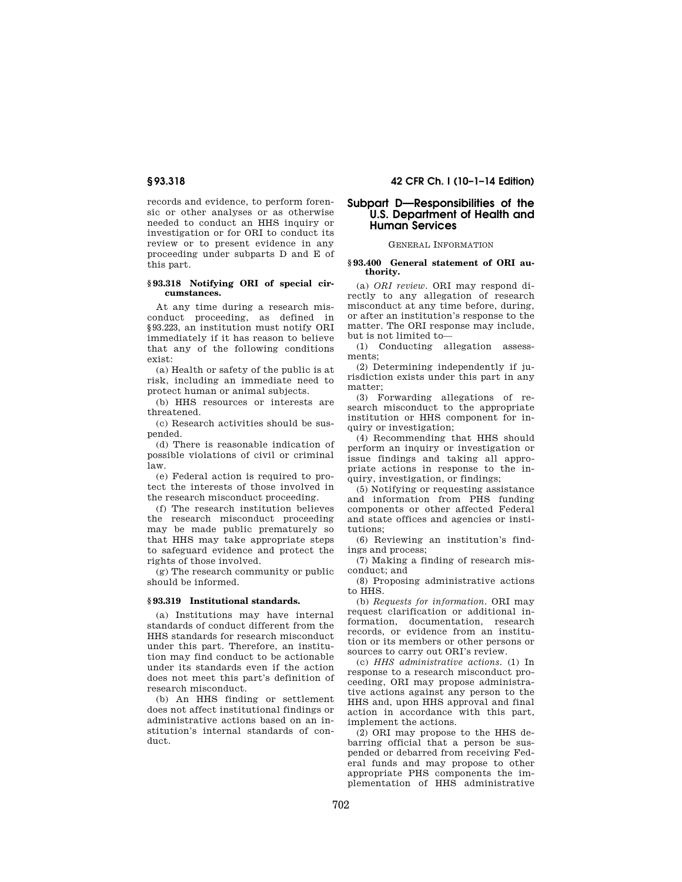records and evidence, to perform forensic or other analyses or as otherwise needed to conduct an HHS inquiry or investigation or for ORI to conduct its review or to present evidence in any proceeding under subparts D and E of this part.

### § 93.318 Notifying ORI of special circumstances.

At any time during a research misconduct proceeding, as defined in §93.223, an institution must notify ORI immediately if it has reason to believe that any of the following conditions exist:

(a) Health or safety of the public is at risk, including an immediate need to protect human or animal subjects.

(b) HHS resources or interests are threatened.

(c) Research activities should be suspended.

(d) There is reasonable indication of possible violations of civil or criminal law.

(e) Federal action is required to protect the interests of those involved in the research misconduct proceeding.

(f) The research institution believes the research misconduct proceeding may be made public prematurely so that HHS may take appropriate steps to safeguard evidence and protect the rights of those involved.

(g) The research community or public should be informed.

### § 93.319 Institutional standards.

(a) Institutions may have internal standards of conduct different from the HHS standards for research misconduct under this part. Therefore, an institution may find conduct to be actionable under its standards even if the action does not meet this part's definition of research misconduct.

(b) An HHS finding or settlement does not affect institutional findings or administrative actions based on an institution's internal standards of conduct.

## Subpart D—Responsibilities of the U.S. Department of Health and Human Services

GENERAL INFORMATION

### § 93.400 General statement of ORI authority.

(a) *ORI review.* ORI may respond directly to any allegation of research misconduct at any time before, during, or after an institution's response to the matter. The ORI response may include, but is not limited to—

(1) Conducting allegation assessments;

(2) Determining independently if jurisdiction exists under this part in any matter;

(3) Forwarding allegations of research misconduct to the appropriate institution or HHS component for inquiry or investigation;

(4) Recommending that HHS should perform an inquiry or investigation or issue findings and taking all appropriate actions in response to the inquiry, investigation, or findings;

(5) Notifying or requesting assistance and information from PHS funding components or other affected Federal and state offices and agencies or institutions;

(6) Reviewing an institution's findings and process;

(7) Making a finding of research misconduct; and

(8) Proposing administrative actions to HHS.

(b) *Requests for information.* ORI may request clarification or additional information, documentation, research records, or evidence from an institution or its members or other persons or sources to carry out ORI's review.

(c) *HHS administrative actions.* (1) In response to a research misconduct proceeding, ORI may propose administrative actions against any person to the HHS and, upon HHS approval and final action in accordance with this part, implement the actions.

(2) ORI may propose to the HHS debarring official that a person be suspended or debarred from receiving Federal funds and may propose to other appropriate PHS components the implementation of HHS administrative